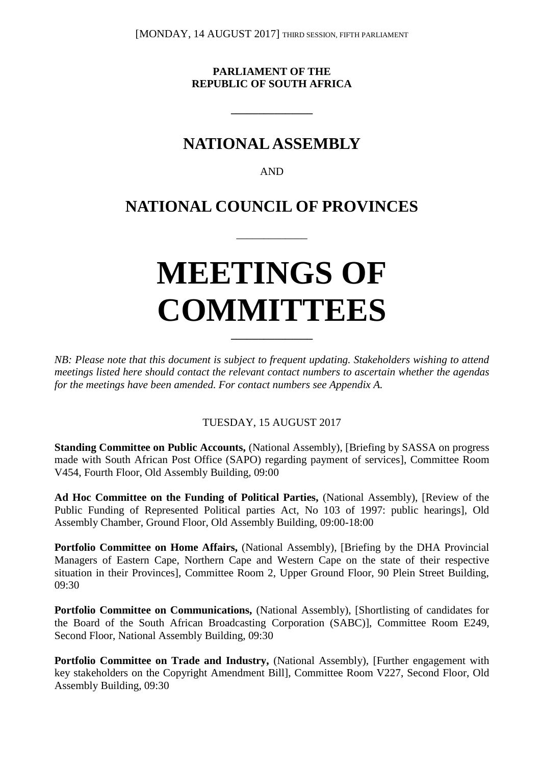[MONDAY, 14 AUGUST 2017] THIRD SESSION, FIFTH PARLIAMENT

**PARLIAMENT OF THE**
**REPUBLIC OF SOUTH AFRICA**

---

## NATIONAL ASSEMBLY

AND

## NATIONAL COUNCIL OF PROVINCES

---

# MEETINGS OF COMMITTEES

---

*NB: Please note that this document is subject to frequent updating. Stakeholders wishing to attend meetings listed here should contact the relevant contact numbers to ascertain whether the agendas for the meetings have been amended. For contact numbers see Appendix A.*

TUESDAY, 15 AUGUST 2017

**Standing Committee on Public Accounts,** (National Assembly), [Briefing by SASSA on progress made with South African Post Office (SAPO) regarding payment of services], Committee Room V454, Fourth Floor, Old Assembly Building, 09:00

**Ad Hoc Committee on the Funding of Political Parties,** (National Assembly), [Review of the Public Funding of Represented Political parties Act, No 103 of 1997: public hearings], Old Assembly Chamber, Ground Floor, Old Assembly Building, 09:00-18:00

**Portfolio Committee on Home Affairs,** (National Assembly), [Briefing by the DHA Provincial Managers of Eastern Cape, Northern Cape and Western Cape on the state of their respective situation in their Provinces], Committee Room 2, Upper Ground Floor, 90 Plein Street Building, 09:30

**Portfolio Committee on Communications,** (National Assembly), [Shortlisting of candidates for the Board of the South African Broadcasting Corporation (SABC)], Committee Room E249, Second Floor, National Assembly Building, 09:30

**Portfolio Committee on Trade and Industry,** (National Assembly), [Further engagement with key stakeholders on the Copyright Amendment Bill], Committee Room V227, Second Floor, Old Assembly Building, 09:30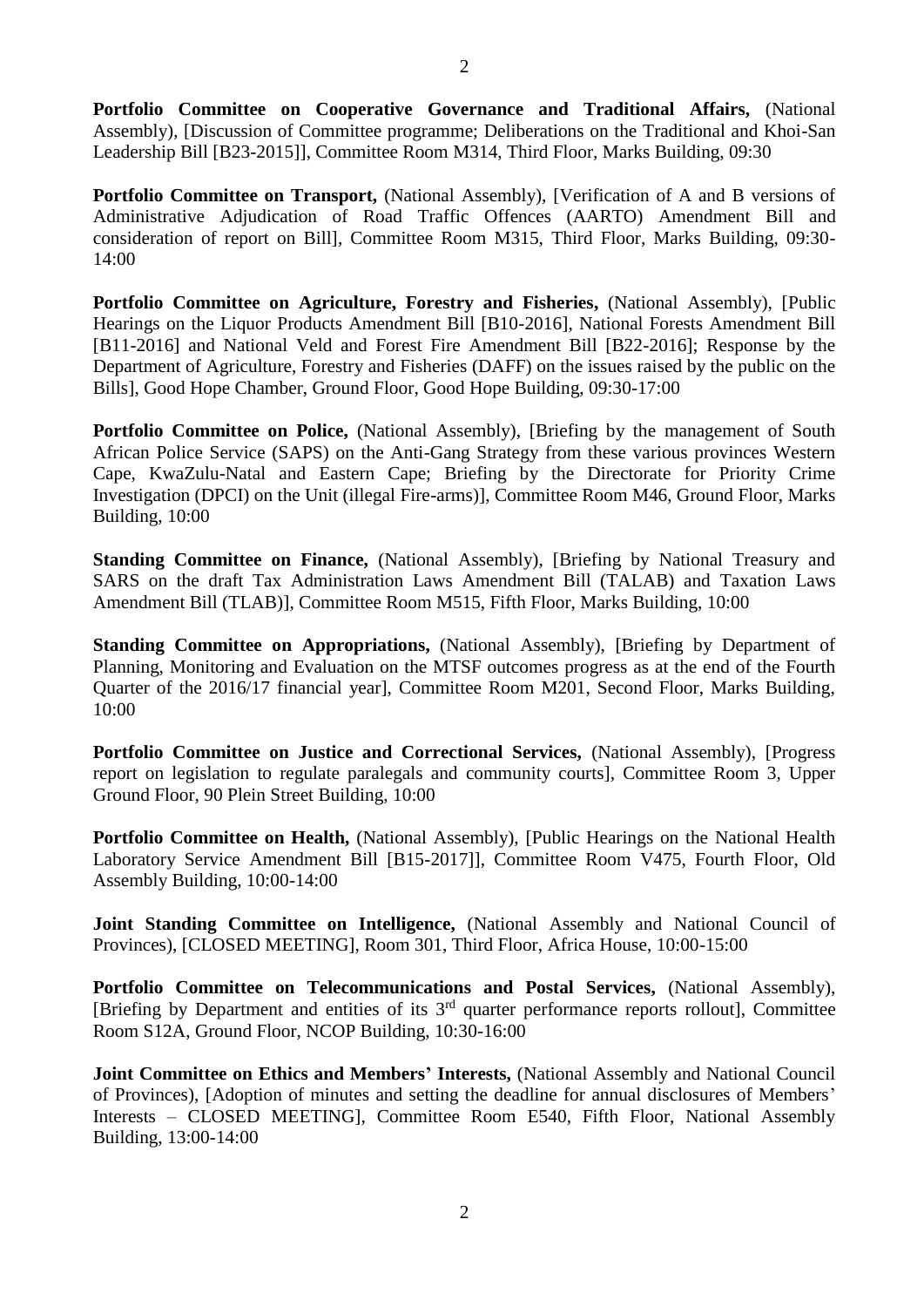**Portfolio Committee on Cooperative Governance and Traditional Affairs,** (National Assembly), [Discussion of Committee programme; Deliberations on the Traditional and Khoi-San Leadership Bill [B23-2015]], Committee Room M314, Third Floor, Marks Building, 09:30

**Portfolio Committee on Transport,** (National Assembly), [Verification of A and B versions of Administrative Adjudication of Road Traffic Offences (AARTO) Amendment Bill and consideration of report on Bill], Committee Room M315, Third Floor, Marks Building, 09:30-14:00

**Portfolio Committee on Agriculture, Forestry and Fisheries,** (National Assembly), [Public Hearings on the Liquor Products Amendment Bill [B10-2016], National Forests Amendment Bill [B11-2016] and National Veld and Forest Fire Amendment Bill [B22-2016]; Response by the Department of Agriculture, Forestry and Fisheries (DAFF) on the issues raised by the public on the Bills], Good Hope Chamber, Ground Floor, Good Hope Building, 09:30-17:00

**Portfolio Committee on Police,** (National Assembly), [Briefing by the management of South African Police Service (SAPS) on the Anti-Gang Strategy from these various provinces Western Cape, KwaZulu-Natal and Eastern Cape; Briefing by the Directorate for Priority Crime Investigation (DPCI) on the Unit (illegal Fire-arms)], Committee Room M46, Ground Floor, Marks Building, 10:00

**Standing Committee on Finance,** (National Assembly), [Briefing by National Treasury and SARS on the draft Tax Administration Laws Amendment Bill (TALAB) and Taxation Laws Amendment Bill (TLAB)], Committee Room M515, Fifth Floor, Marks Building, 10:00

**Standing Committee on Appropriations,** (National Assembly), [Briefing by Department of Planning, Monitoring and Evaluation on the MTSF outcomes progress as at the end of the Fourth Quarter of the 2016/17 financial year], Committee Room M201, Second Floor, Marks Building, 10:00

**Portfolio Committee on Justice and Correctional Services,** (National Assembly), [Progress report on legislation to regulate paralegals and community courts], Committee Room 3, Upper Ground Floor, 90 Plein Street Building, 10:00

**Portfolio Committee on Health,** (National Assembly), [Public Hearings on the National Health Laboratory Service Amendment Bill [B15-2017]], Committee Room V475, Fourth Floor, Old Assembly Building, 10:00-14:00

**Joint Standing Committee on Intelligence,** (National Assembly and National Council of Provinces), [CLOSED MEETING], Room 301, Third Floor, Africa House, 10:00-15:00

**Portfolio Committee on Telecommunications and Postal Services,** (National Assembly), [Briefing by Department and entities of its 3rd quarter performance reports rollout], Committee Room S12A, Ground Floor, NCOP Building, 10:30-16:00

**Joint Committee on Ethics and Members' Interests,** (National Assembly and National Council of Provinces), [Adoption of minutes and setting the deadline for annual disclosures of Members' Interests – CLOSED MEETING], Committee Room E540, Fifth Floor, National Assembly Building, 13:00-14:00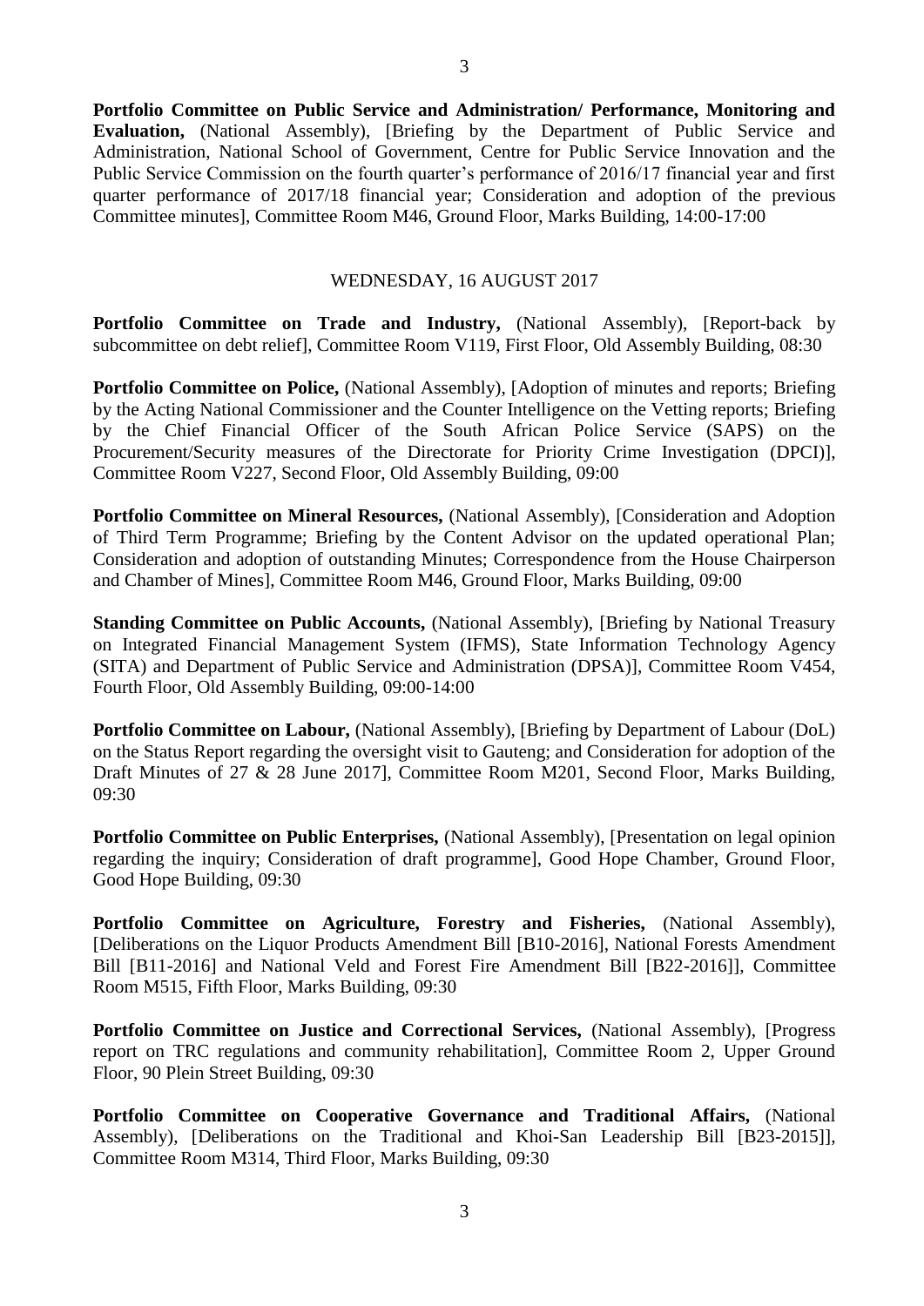**Portfolio Committee on Public Service and Administration/ Performance, Monitoring and Evaluation,** (National Assembly), [Briefing by the Department of Public Service and Administration, National School of Government, Centre for Public Service Innovation and the Public Service Commission on the fourth quarter's performance of 2016/17 financial year and first quarter performance of 2017/18 financial year; Consideration and adoption of the previous Committee minutes], Committee Room M46, Ground Floor, Marks Building, 14:00-17:00

WEDNESDAY, 16 AUGUST 2017

**Portfolio Committee on Trade and Industry,** (National Assembly), [Report-back by subcommittee on debt relief], Committee Room V119, First Floor, Old Assembly Building, 08:30

**Portfolio Committee on Police,** (National Assembly), [Adoption of minutes and reports; Briefing by the Acting National Commissioner and the Counter Intelligence on the Vetting reports; Briefing by the Chief Financial Officer of the South African Police Service (SAPS) on the Procurement/Security measures of the Directorate for Priority Crime Investigation (DPCI)], Committee Room V227, Second Floor, Old Assembly Building, 09:00

**Portfolio Committee on Mineral Resources,** (National Assembly), [Consideration and Adoption of Third Term Programme; Briefing by the Content Advisor on the updated operational Plan; Consideration and adoption of outstanding Minutes; Correspondence from the House Chairperson and Chamber of Mines], Committee Room M46, Ground Floor, Marks Building, 09:00

**Standing Committee on Public Accounts,** (National Assembly), [Briefing by National Treasury on Integrated Financial Management System (IFMS), State Information Technology Agency (SITA) and Department of Public Service and Administration (DPSA)], Committee Room V454, Fourth Floor, Old Assembly Building, 09:00-14:00

**Portfolio Committee on Labour,** (National Assembly), [Briefing by Department of Labour (DoL) on the Status Report regarding the oversight visit to Gauteng; and Consideration for adoption of the Draft Minutes of 27 & 28 June 2017], Committee Room M201, Second Floor, Marks Building, 09:30

**Portfolio Committee on Public Enterprises,** (National Assembly), [Presentation on legal opinion regarding the inquiry; Consideration of draft programme], Good Hope Chamber, Ground Floor, Good Hope Building, 09:30

**Portfolio Committee on Agriculture, Forestry and Fisheries,** (National Assembly), [Deliberations on the Liquor Products Amendment Bill [B10-2016], National Forests Amendment Bill [B11-2016] and National Veld and Forest Fire Amendment Bill [B22-2016]], Committee Room M515, Fifth Floor, Marks Building, 09:30

**Portfolio Committee on Justice and Correctional Services,** (National Assembly), [Progress report on TRC regulations and community rehabilitation], Committee Room 2, Upper Ground Floor, 90 Plein Street Building, 09:30

**Portfolio Committee on Cooperative Governance and Traditional Affairs,** (National Assembly), [Deliberations on the Traditional and Khoi-San Leadership Bill [B23-2015]], Committee Room M314, Third Floor, Marks Building, 09:30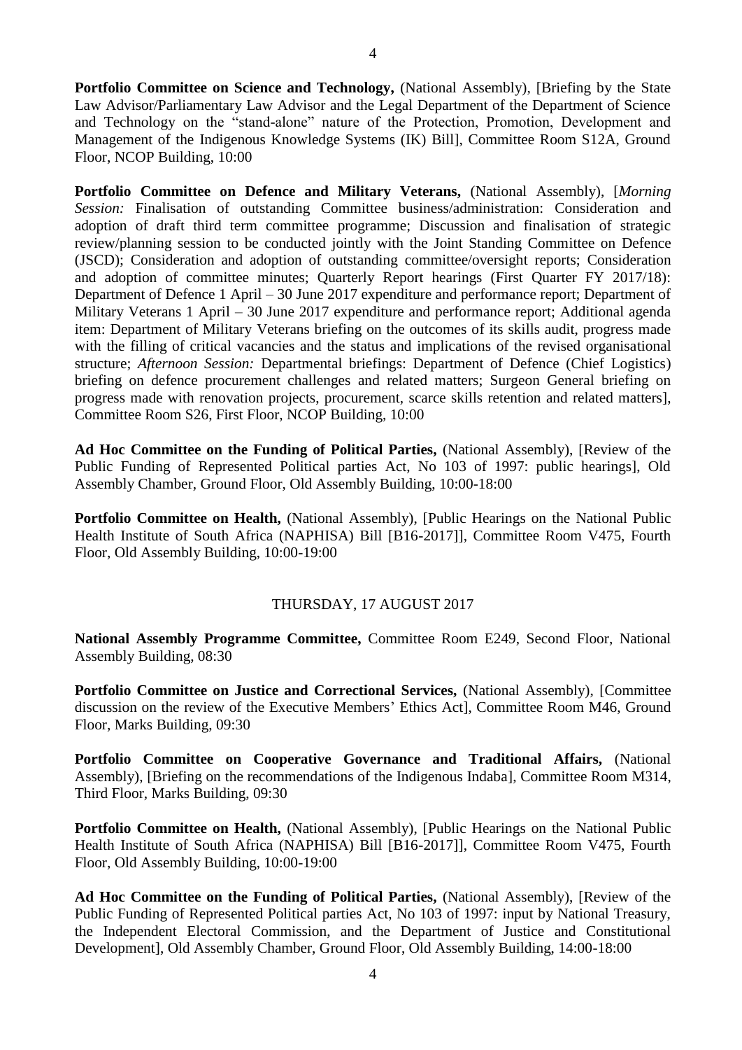**Portfolio Committee on Science and Technology,** (National Assembly), [Briefing by the State Law Advisor/Parliamentary Law Advisor and the Legal Department of the Department of Science and Technology on the "stand-alone" nature of the Protection, Promotion, Development and Management of the Indigenous Knowledge Systems (IK) Bill], Committee Room S12A, Ground Floor, NCOP Building, 10:00

**Portfolio Committee on Defence and Military Veterans,** (National Assembly), [*Morning Session:* Finalisation of outstanding Committee business/administration: Consideration and adoption of draft third term committee programme; Discussion and finalisation of strategic review/planning session to be conducted jointly with the Joint Standing Committee on Defence (JSCD); Consideration and adoption of outstanding committee/oversight reports; Consideration and adoption of committee minutes; Quarterly Report hearings (First Quarter FY 2017/18): Department of Defence 1 April – 30 June 2017 expenditure and performance report; Department of Military Veterans 1 April – 30 June 2017 expenditure and performance report; Additional agenda item: Department of Military Veterans briefing on the outcomes of its skills audit, progress made with the filling of critical vacancies and the status and implications of the revised organisational structure; *Afternoon Session:* Departmental briefings: Department of Defence (Chief Logistics) briefing on defence procurement challenges and related matters; Surgeon General briefing on progress made with renovation projects, procurement, scarce skills retention and related matters], Committee Room S26, First Floor, NCOP Building, 10:00

**Ad Hoc Committee on the Funding of Political Parties,** (National Assembly), [Review of the Public Funding of Represented Political parties Act, No 103 of 1997: public hearings], Old Assembly Chamber, Ground Floor, Old Assembly Building, 10:00-18:00

**Portfolio Committee on Health,** (National Assembly), [Public Hearings on the National Public Health Institute of South Africa (NAPHISA) Bill [B16-2017]], Committee Room V475, Fourth Floor, Old Assembly Building, 10:00-19:00

THURSDAY, 17 AUGUST 2017

**National Assembly Programme Committee,** Committee Room E249, Second Floor, National Assembly Building, 08:30

**Portfolio Committee on Justice and Correctional Services,** (National Assembly), [Committee discussion on the review of the Executive Members' Ethics Act], Committee Room M46, Ground Floor, Marks Building, 09:30

**Portfolio Committee on Cooperative Governance and Traditional Affairs,** (National Assembly), [Briefing on the recommendations of the Indigenous Indaba], Committee Room M314, Third Floor, Marks Building, 09:30

**Portfolio Committee on Health,** (National Assembly), [Public Hearings on the National Public Health Institute of South Africa (NAPHISA) Bill [B16-2017]], Committee Room V475, Fourth Floor, Old Assembly Building, 10:00-19:00

**Ad Hoc Committee on the Funding of Political Parties,** (National Assembly), [Review of the Public Funding of Represented Political parties Act, No 103 of 1997: input by National Treasury, the Independent Electoral Commission, and the Department of Justice and Constitutional Development], Old Assembly Chamber, Ground Floor, Old Assembly Building, 14:00-18:00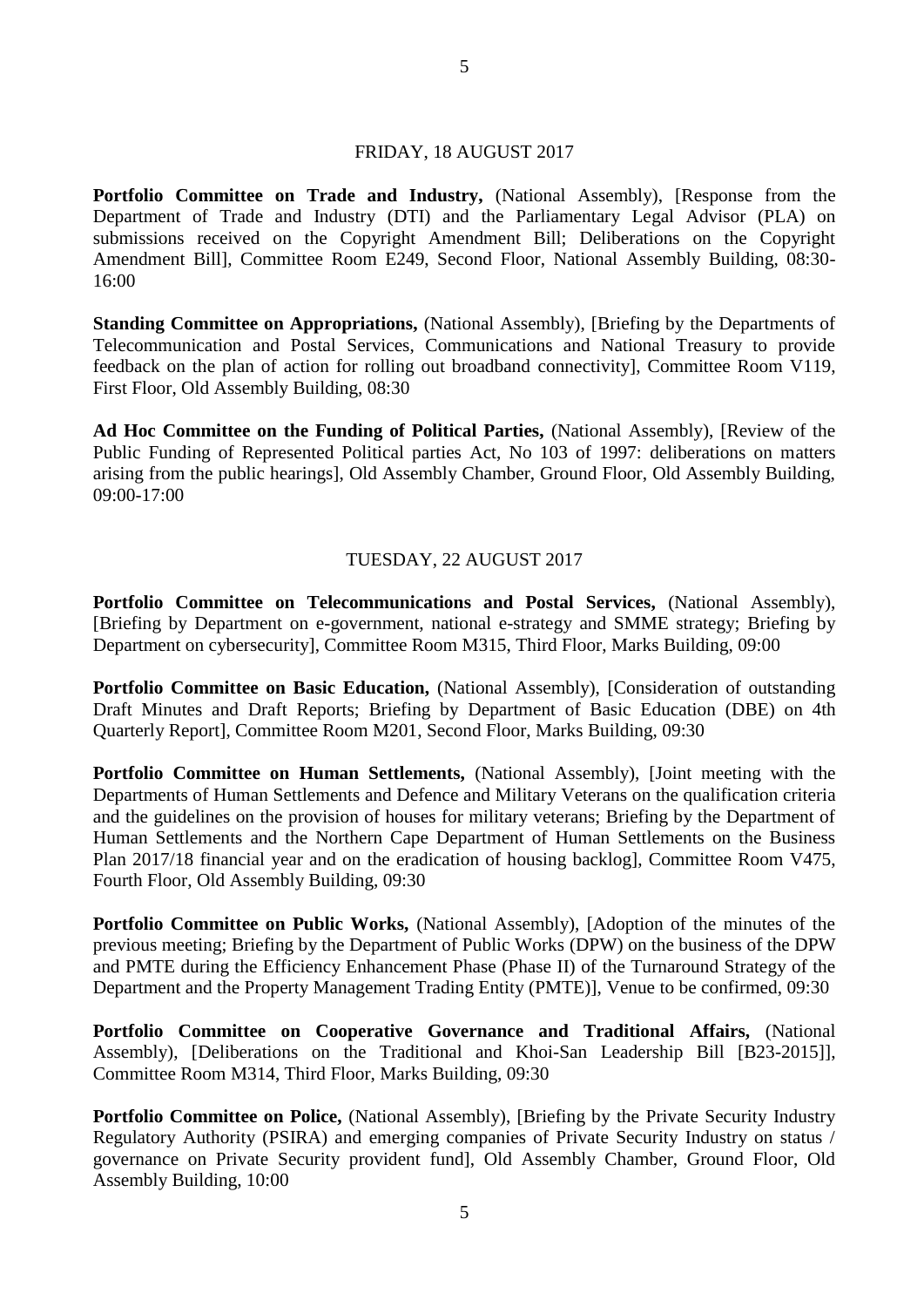FRIDAY, 18 AUGUST 2017

**Portfolio Committee on Trade and Industry,** (National Assembly), [Response from the Department of Trade and Industry (DTI) and the Parliamentary Legal Advisor (PLA) on submissions received on the Copyright Amendment Bill; Deliberations on the Copyright Amendment Bill], Committee Room E249, Second Floor, National Assembly Building, 08:30-16:00

**Standing Committee on Appropriations,** (National Assembly), [Briefing by the Departments of Telecommunication and Postal Services, Communications and National Treasury to provide feedback on the plan of action for rolling out broadband connectivity], Committee Room V119, First Floor, Old Assembly Building, 08:30

**Ad Hoc Committee on the Funding of Political Parties,** (National Assembly), [Review of the Public Funding of Represented Political parties Act, No 103 of 1997: deliberations on matters arising from the public hearings], Old Assembly Chamber, Ground Floor, Old Assembly Building, 09:00-17:00

TUESDAY, 22 AUGUST 2017

**Portfolio Committee on Telecommunications and Postal Services,** (National Assembly), [Briefing by Department on e-government, national e-strategy and SMME strategy; Briefing by Department on cybersecurity], Committee Room M315, Third Floor, Marks Building, 09:00

**Portfolio Committee on Basic Education,** (National Assembly), [Consideration of outstanding Draft Minutes and Draft Reports; Briefing by Department of Basic Education (DBE) on 4th Quarterly Report], Committee Room M201, Second Floor, Marks Building, 09:30

**Portfolio Committee on Human Settlements,** (National Assembly), [Joint meeting with the Departments of Human Settlements and Defence and Military Veterans on the qualification criteria and the guidelines on the provision of houses for military veterans; Briefing by the Department of Human Settlements and the Northern Cape Department of Human Settlements on the Business Plan 2017/18 financial year and on the eradication of housing backlog], Committee Room V475, Fourth Floor, Old Assembly Building, 09:30

**Portfolio Committee on Public Works,** (National Assembly), [Adoption of the minutes of the previous meeting; Briefing by the Department of Public Works (DPW) on the business of the DPW and PMTE during the Efficiency Enhancement Phase (Phase II) of the Turnaround Strategy of the Department and the Property Management Trading Entity (PMTE)], Venue to be confirmed, 09:30

**Portfolio Committee on Cooperative Governance and Traditional Affairs,** (National Assembly), [Deliberations on the Traditional and Khoi-San Leadership Bill [B23-2015]], Committee Room M314, Third Floor, Marks Building, 09:30

**Portfolio Committee on Police,** (National Assembly), [Briefing by the Private Security Industry Regulatory Authority (PSIRA) and emerging companies of Private Security Industry on status / governance on Private Security provident fund], Old Assembly Chamber, Ground Floor, Old Assembly Building, 10:00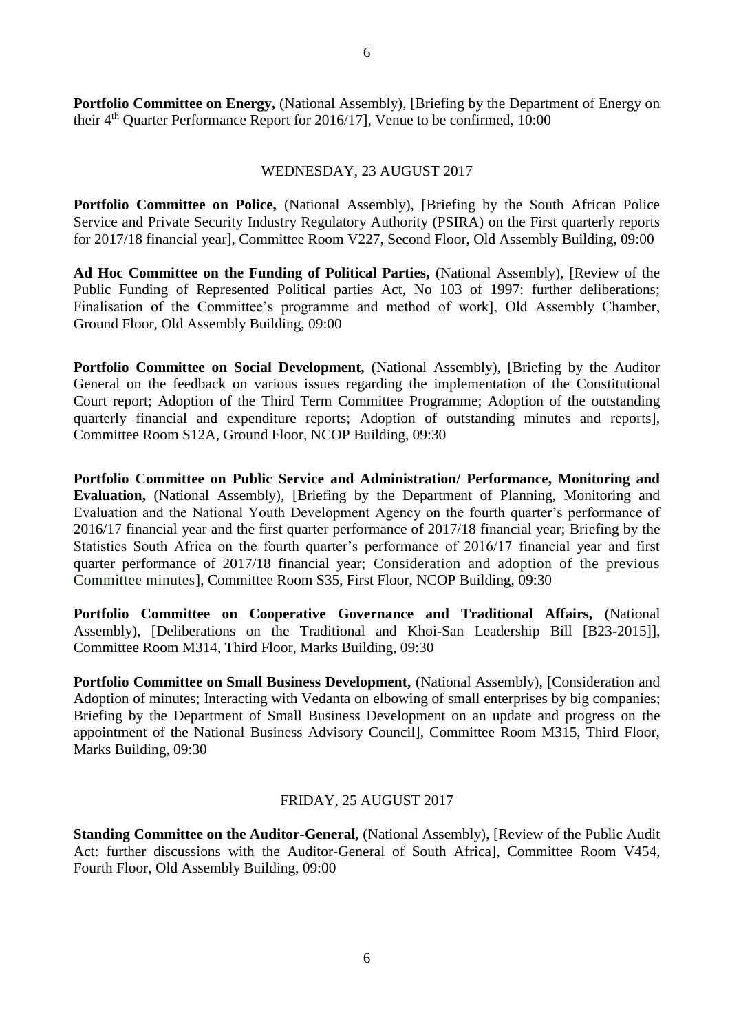**Portfolio Committee on Energy,** (National Assembly), [Briefing by the Department of Energy on their 4th Quarter Performance Report for 2016/17], Venue to be confirmed, 10:00

WEDNESDAY, 23 AUGUST 2017

**Portfolio Committee on Police,** (National Assembly), [Briefing by the South African Police Service and Private Security Industry Regulatory Authority (PSIRA) on the First quarterly reports for 2017/18 financial year], Committee Room V227, Second Floor, Old Assembly Building, 09:00

**Ad Hoc Committee on the Funding of Political Parties,** (National Assembly), [Review of the Public Funding of Represented Political parties Act, No 103 of 1997: further deliberations; Finalisation of the Committee's programme and method of work], Old Assembly Chamber, Ground Floor, Old Assembly Building, 09:00

**Portfolio Committee on Social Development,** (National Assembly), [Briefing by the Auditor General on the feedback on various issues regarding the implementation of the Constitutional Court report; Adoption of the Third Term Committee Programme; Adoption of the outstanding quarterly financial and expenditure reports; Adoption of outstanding minutes and reports], Committee Room S12A, Ground Floor, NCOP Building, 09:30

**Portfolio Committee on Public Service and Administration/ Performance, Monitoring and Evaluation,** (National Assembly), [Briefing by the Department of Planning, Monitoring and Evaluation and the National Youth Development Agency on the fourth quarter's performance of 2016/17 financial year and the first quarter performance of 2017/18 financial year; Briefing by the Statistics South Africa on the fourth quarter's performance of 2016/17 financial year and first quarter performance of 2017/18 financial year; Consideration and adoption of the previous Committee minutes], Committee Room S35, First Floor, NCOP Building, 09:30

**Portfolio Committee on Cooperative Governance and Traditional Affairs,** (National Assembly), [Deliberations on the Traditional and Khoi-San Leadership Bill [B23-2015]], Committee Room M314, Third Floor, Marks Building, 09:30

**Portfolio Committee on Small Business Development,** (National Assembly), [Consideration and Adoption of minutes; Interacting with Vedanta on elbowing of small enterprises by big companies; Briefing by the Department of Small Business Development on an update and progress on the appointment of the National Business Advisory Council], Committee Room M315, Third Floor, Marks Building, 09:30

FRIDAY, 25 AUGUST 2017

**Standing Committee on the Auditor-General,** (National Assembly), [Review of the Public Audit Act: further discussions with the Auditor-General of South Africa], Committee Room V454, Fourth Floor, Old Assembly Building, 09:00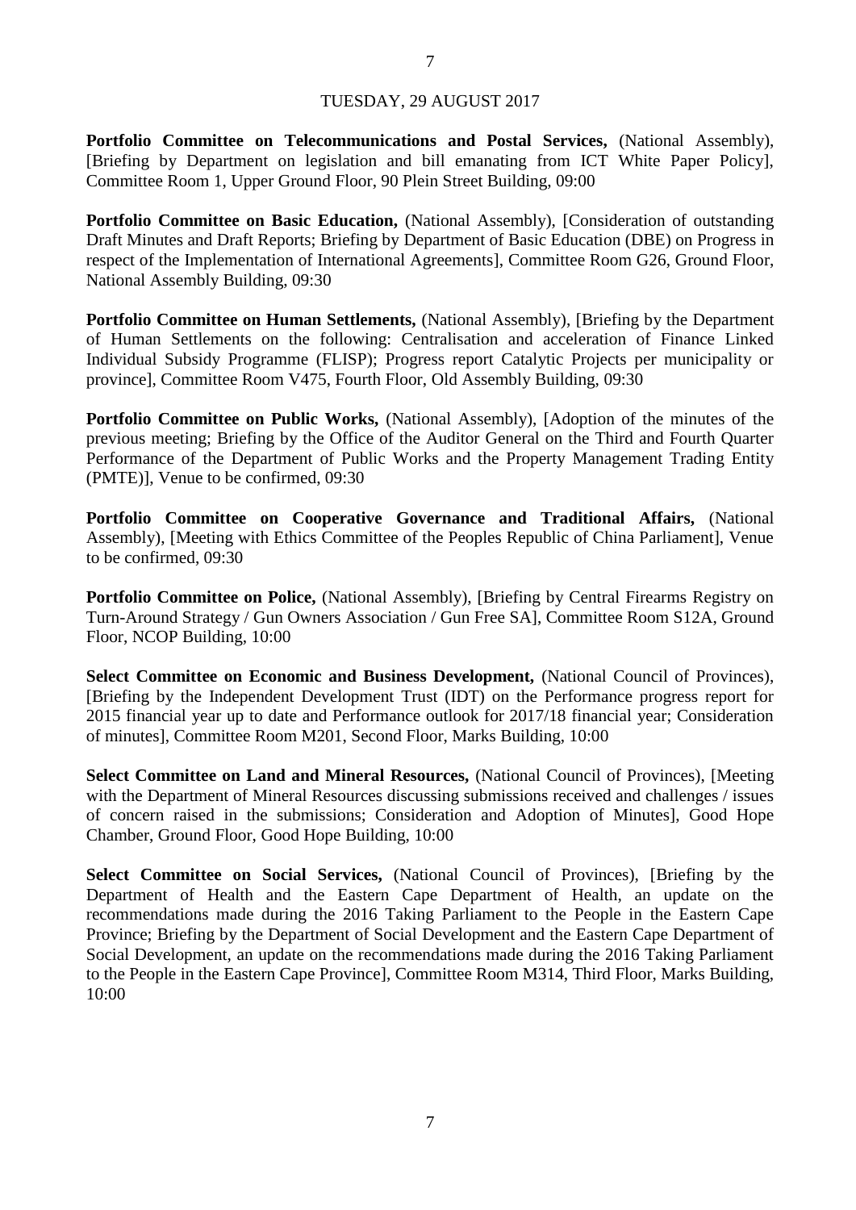TUESDAY, 29 AUGUST 2017

**Portfolio Committee on Telecommunications and Postal Services,** (National Assembly), [Briefing by Department on legislation and bill emanating from ICT White Paper Policy], Committee Room 1, Upper Ground Floor, 90 Plein Street Building, 09:00

**Portfolio Committee on Basic Education,** (National Assembly), [Consideration of outstanding Draft Minutes and Draft Reports; Briefing by Department of Basic Education (DBE) on Progress in respect of the Implementation of International Agreements], Committee Room G26, Ground Floor, National Assembly Building, 09:30

**Portfolio Committee on Human Settlements,** (National Assembly), [Briefing by the Department of Human Settlements on the following: Centralisation and acceleration of Finance Linked Individual Subsidy Programme (FLISP); Progress report Catalytic Projects per municipality or province], Committee Room V475, Fourth Floor, Old Assembly Building, 09:30

**Portfolio Committee on Public Works,** (National Assembly), [Adoption of the minutes of the previous meeting; Briefing by the Office of the Auditor General on the Third and Fourth Quarter Performance of the Department of Public Works and the Property Management Trading Entity (PMTE)], Venue to be confirmed, 09:30

**Portfolio Committee on Cooperative Governance and Traditional Affairs,** (National Assembly), [Meeting with Ethics Committee of the Peoples Republic of China Parliament], Venue to be confirmed, 09:30

**Portfolio Committee on Police,** (National Assembly), [Briefing by Central Firearms Registry on Turn-Around Strategy / Gun Owners Association / Gun Free SA], Committee Room S12A, Ground Floor, NCOP Building, 10:00

**Select Committee on Economic and Business Development,** (National Council of Provinces), [Briefing by the Independent Development Trust (IDT) on the Performance progress report for 2015 financial year up to date and Performance outlook for 2017/18 financial year; Consideration of minutes], Committee Room M201, Second Floor, Marks Building, 10:00

**Select Committee on Land and Mineral Resources,** (National Council of Provinces), [Meeting with the Department of Mineral Resources discussing submissions received and challenges / issues of concern raised in the submissions; Consideration and Adoption of Minutes], Good Hope Chamber, Ground Floor, Good Hope Building, 10:00

**Select Committee on Social Services,** (National Council of Provinces), [Briefing by the Department of Health and the Eastern Cape Department of Health, an update on the recommendations made during the 2016 Taking Parliament to the People in the Eastern Cape Province; Briefing by the Department of Social Development and the Eastern Cape Department of Social Development, an update on the recommendations made during the 2016 Taking Parliament to the People in the Eastern Cape Province], Committee Room M314, Third Floor, Marks Building, 10:00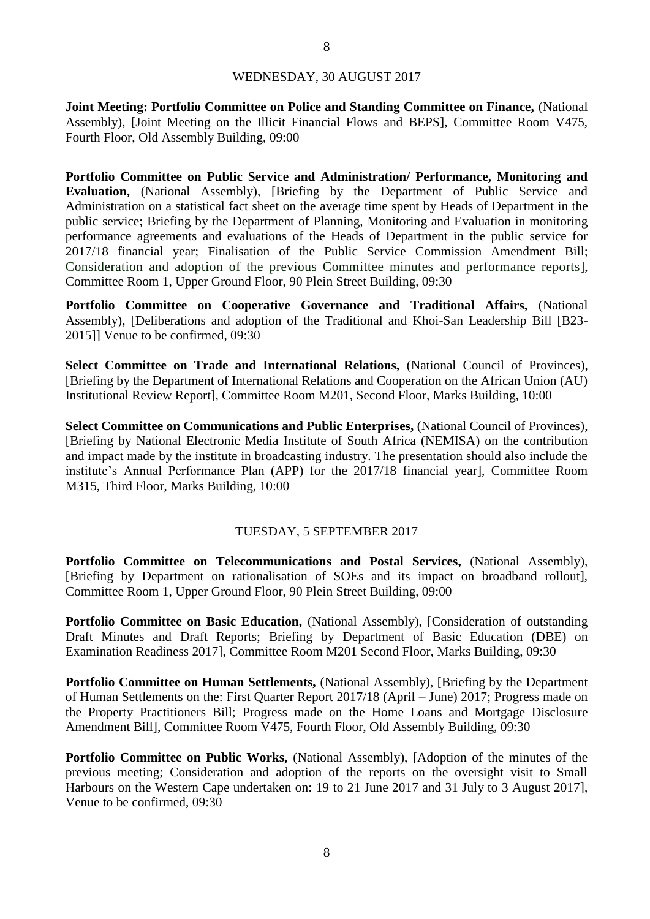WEDNESDAY, 30 AUGUST 2017

**Joint Meeting: Portfolio Committee on Police and Standing Committee on Finance,** (National Assembly), [Joint Meeting on the Illicit Financial Flows and BEPS], Committee Room V475, Fourth Floor, Old Assembly Building, 09:00

**Portfolio Committee on Public Service and Administration/ Performance, Monitoring and Evaluation,** (National Assembly), [Briefing by the Department of Public Service and Administration on a statistical fact sheet on the average time spent by Heads of Department in the public service; Briefing by the Department of Planning, Monitoring and Evaluation in monitoring performance agreements and evaluations of the Heads of Department in the public service for 2017/18 financial year; Finalisation of the Public Service Commission Amendment Bill; Consideration and adoption of the previous Committee minutes and performance reports], Committee Room 1, Upper Ground Floor, 90 Plein Street Building, 09:30

**Portfolio Committee on Cooperative Governance and Traditional Affairs,** (National Assembly), [Deliberations and adoption of the Traditional and Khoi-San Leadership Bill [B23-2015]] Venue to be confirmed, 09:30

**Select Committee on Trade and International Relations,** (National Council of Provinces), [Briefing by the Department of International Relations and Cooperation on the African Union (AU) Institutional Review Report], Committee Room M201, Second Floor, Marks Building, 10:00

**Select Committee on Communications and Public Enterprises,** (National Council of Provinces), [Briefing by National Electronic Media Institute of South Africa (NEMISA) on the contribution and impact made by the institute in broadcasting industry. The presentation should also include the institute's Annual Performance Plan (APP) for the 2017/18 financial year], Committee Room M315, Third Floor, Marks Building, 10:00

TUESDAY, 5 SEPTEMBER 2017

**Portfolio Committee on Telecommunications and Postal Services,** (National Assembly), [Briefing by Department on rationalisation of SOEs and its impact on broadband rollout], Committee Room 1, Upper Ground Floor, 90 Plein Street Building, 09:00

**Portfolio Committee on Basic Education,** (National Assembly), [Consideration of outstanding Draft Minutes and Draft Reports; Briefing by Department of Basic Education (DBE) on Examination Readiness 2017], Committee Room M201 Second Floor, Marks Building, 09:30

**Portfolio Committee on Human Settlements,** (National Assembly), [Briefing by the Department of Human Settlements on the: First Quarter Report 2017/18 (April – June) 2017; Progress made on the Property Practitioners Bill; Progress made on the Home Loans and Mortgage Disclosure Amendment Bill], Committee Room V475, Fourth Floor, Old Assembly Building, 09:30

**Portfolio Committee on Public Works,** (National Assembly), [Adoption of the minutes of the previous meeting; Consideration and adoption of the reports on the oversight visit to Small Harbours on the Western Cape undertaken on: 19 to 21 June 2017 and 31 July to 3 August 2017], Venue to be confirmed, 09:30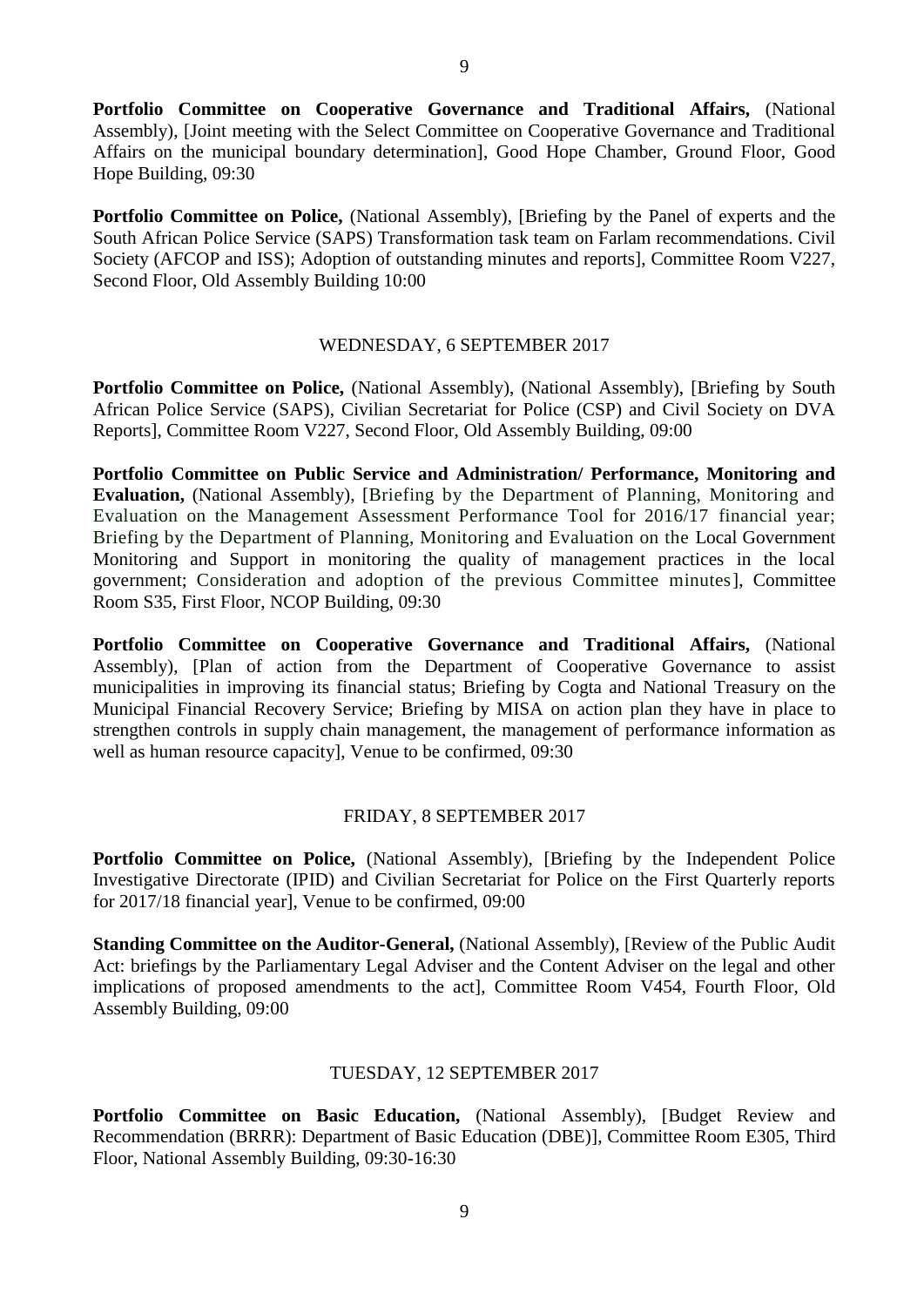**Portfolio Committee on Cooperative Governance and Traditional Affairs,** (National Assembly), [Joint meeting with the Select Committee on Cooperative Governance and Traditional Affairs on the municipal boundary determination], Good Hope Chamber, Ground Floor, Good Hope Building, 09:30

**Portfolio Committee on Police,** (National Assembly), [Briefing by the Panel of experts and the South African Police Service (SAPS) Transformation task team on Farlam recommendations. Civil Society (AFCOP and ISS); Adoption of outstanding minutes and reports], Committee Room V227, Second Floor, Old Assembly Building 10:00

WEDNESDAY, 6 SEPTEMBER 2017

**Portfolio Committee on Police,** (National Assembly), (National Assembly), [Briefing by South African Police Service (SAPS), Civilian Secretariat for Police (CSP) and Civil Society on DVA Reports], Committee Room V227, Second Floor, Old Assembly Building, 09:00

**Portfolio Committee on Public Service and Administration/ Performance, Monitoring and Evaluation,** (National Assembly), [Briefing by the Department of Planning, Monitoring and Evaluation on the Management Assessment Performance Tool for 2016/17 financial year; Briefing by the Department of Planning, Monitoring and Evaluation on the Local Government Monitoring and Support in monitoring the quality of management practices in the local government; Consideration and adoption of the previous Committee minutes], Committee Room S35, First Floor, NCOP Building, 09:30

**Portfolio Committee on Cooperative Governance and Traditional Affairs,** (National Assembly), [Plan of action from the Department of Cooperative Governance to assist municipalities in improving its financial status; Briefing by Cogta and National Treasury on the Municipal Financial Recovery Service; Briefing by MISA on action plan they have in place to strengthen controls in supply chain management, the management of performance information as well as human resource capacity], Venue to be confirmed, 09:30

FRIDAY, 8 SEPTEMBER 2017

**Portfolio Committee on Police,** (National Assembly), [Briefing by the Independent Police Investigative Directorate (IPID) and Civilian Secretariat for Police on the First Quarterly reports for 2017/18 financial year], Venue to be confirmed, 09:00

**Standing Committee on the Auditor-General,** (National Assembly), [Review of the Public Audit Act: briefings by the Parliamentary Legal Adviser and the Content Adviser on the legal and other implications of proposed amendments to the act], Committee Room V454, Fourth Floor, Old Assembly Building, 09:00

TUESDAY, 12 SEPTEMBER 2017

**Portfolio Committee on Basic Education,** (National Assembly), [Budget Review and Recommendation (BRRR): Department of Basic Education (DBE)], Committee Room E305, Third Floor, National Assembly Building, 09:30-16:30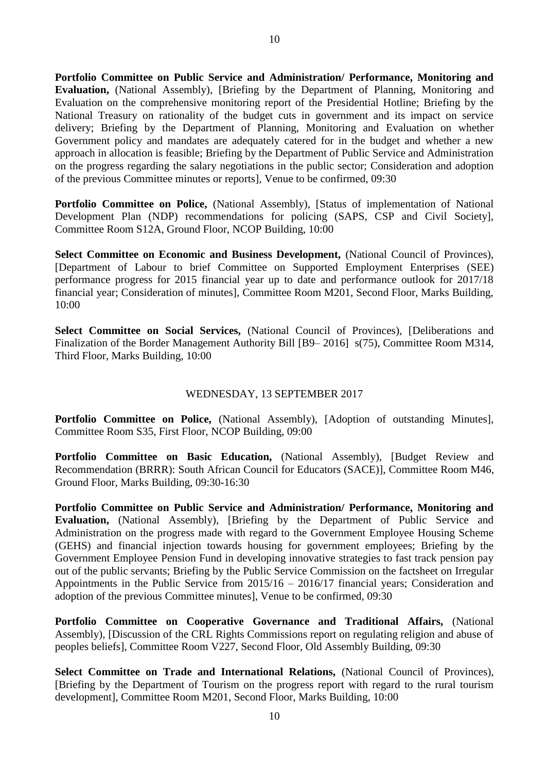**Portfolio Committee on Public Service and Administration/ Performance, Monitoring and Evaluation,** (National Assembly), [Briefing by the Department of Planning, Monitoring and Evaluation on the comprehensive monitoring report of the Presidential Hotline; Briefing by the National Treasury on rationality of the budget cuts in government and its impact on service delivery; Briefing by the Department of Planning, Monitoring and Evaluation on whether Government policy and mandates are adequately catered for in the budget and whether a new approach in allocation is feasible; Briefing by the Department of Public Service and Administration on the progress regarding the salary negotiations in the public sector; Consideration and adoption of the previous Committee minutes or reports], Venue to be confirmed, 09:30

**Portfolio Committee on Police,** (National Assembly), [Status of implementation of National Development Plan (NDP) recommendations for policing (SAPS, CSP and Civil Society], Committee Room S12A, Ground Floor, NCOP Building, 10:00

**Select Committee on Economic and Business Development,** (National Council of Provinces), [Department of Labour to brief Committee on Supported Employment Enterprises (SEE) performance progress for 2015 financial year up to date and performance outlook for 2017/18 financial year; Consideration of minutes], Committee Room M201, Second Floor, Marks Building, 10:00

**Select Committee on Social Services,** (National Council of Provinces), [Deliberations and Finalization of the Border Management Authority Bill [B9– 2016] s(75), Committee Room M314, Third Floor, Marks Building, 10:00

WEDNESDAY, 13 SEPTEMBER 2017

**Portfolio Committee on Police,** (National Assembly), [Adoption of outstanding Minutes], Committee Room S35, First Floor, NCOP Building, 09:00

**Portfolio Committee on Basic Education,** (National Assembly), [Budget Review and Recommendation (BRRR): South African Council for Educators (SACE)], Committee Room M46, Ground Floor, Marks Building, 09:30-16:30

**Portfolio Committee on Public Service and Administration/ Performance, Monitoring and Evaluation,** (National Assembly), [Briefing by the Department of Public Service and Administration on the progress made with regard to the Government Employee Housing Scheme (GEHS) and financial injection towards housing for government employees; Briefing by the Government Employee Pension Fund in developing innovative strategies to fast track pension pay out of the public servants; Briefing by the Public Service Commission on the factsheet on Irregular Appointments in the Public Service from 2015/16 – 2016/17 financial years; Consideration and adoption of the previous Committee minutes], Venue to be confirmed, 09:30

**Portfolio Committee on Cooperative Governance and Traditional Affairs,** (National Assembly), [Discussion of the CRL Rights Commissions report on regulating religion and abuse of peoples beliefs], Committee Room V227, Second Floor, Old Assembly Building, 09:30

**Select Committee on Trade and International Relations,** (National Council of Provinces), [Briefing by the Department of Tourism on the progress report with regard to the rural tourism development], Committee Room M201, Second Floor, Marks Building, 10:00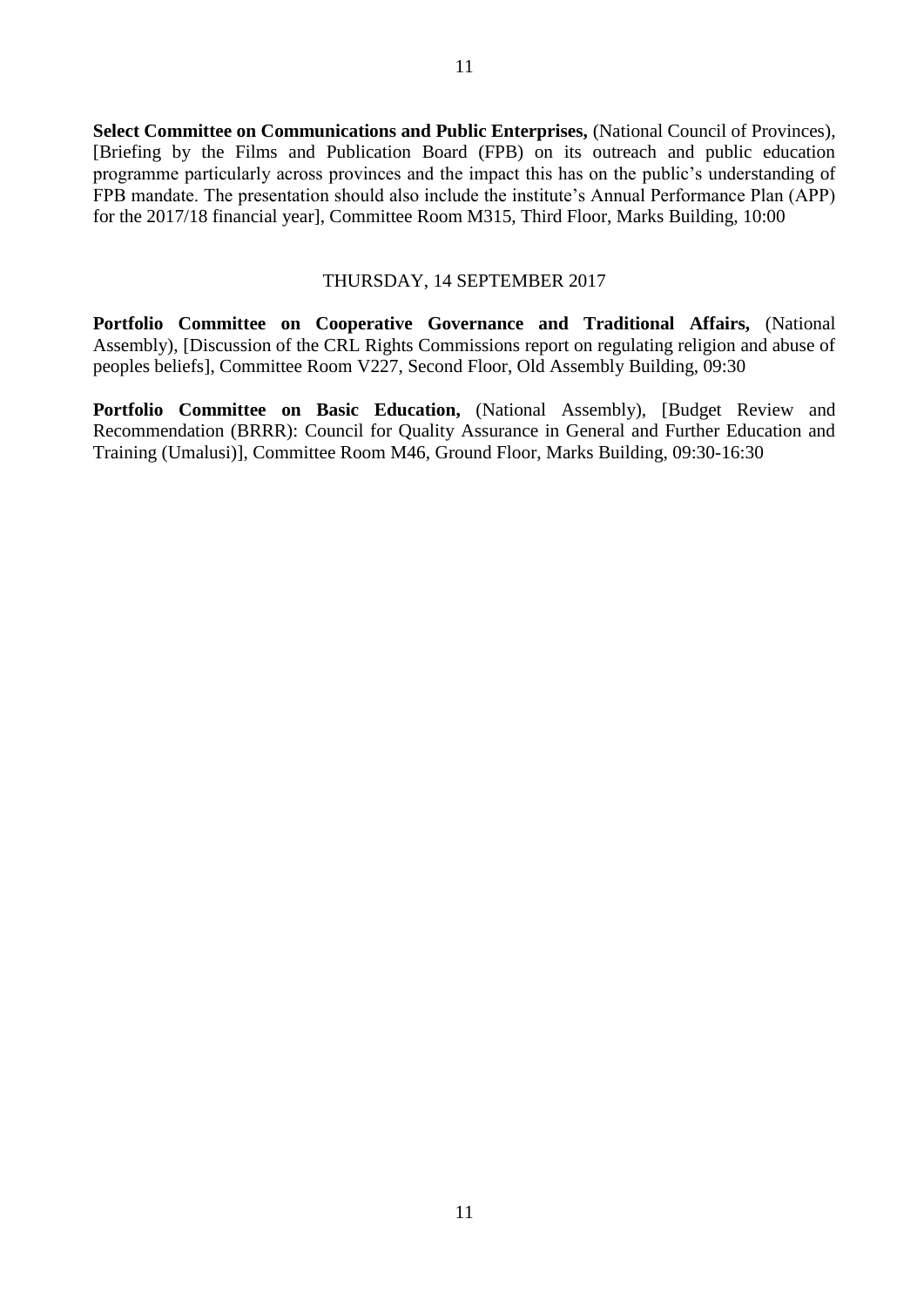**Select Committee on Communications and Public Enterprises,** (National Council of Provinces), [Briefing by the Films and Publication Board (FPB) on its outreach and public education programme particularly across provinces and the impact this has on the public's understanding of FPB mandate. The presentation should also include the institute's Annual Performance Plan (APP) for the 2017/18 financial year], Committee Room M315, Third Floor, Marks Building, 10:00

THURSDAY, 14 SEPTEMBER 2017

**Portfolio Committee on Cooperative Governance and Traditional Affairs,** (National Assembly), [Discussion of the CRL Rights Commissions report on regulating religion and abuse of peoples beliefs], Committee Room V227, Second Floor, Old Assembly Building, 09:30

**Portfolio Committee on Basic Education,** (National Assembly), [Budget Review and Recommendation (BRRR): Council for Quality Assurance in General and Further Education and Training (Umalusi)], Committee Room M46, Ground Floor, Marks Building, 09:30-16:30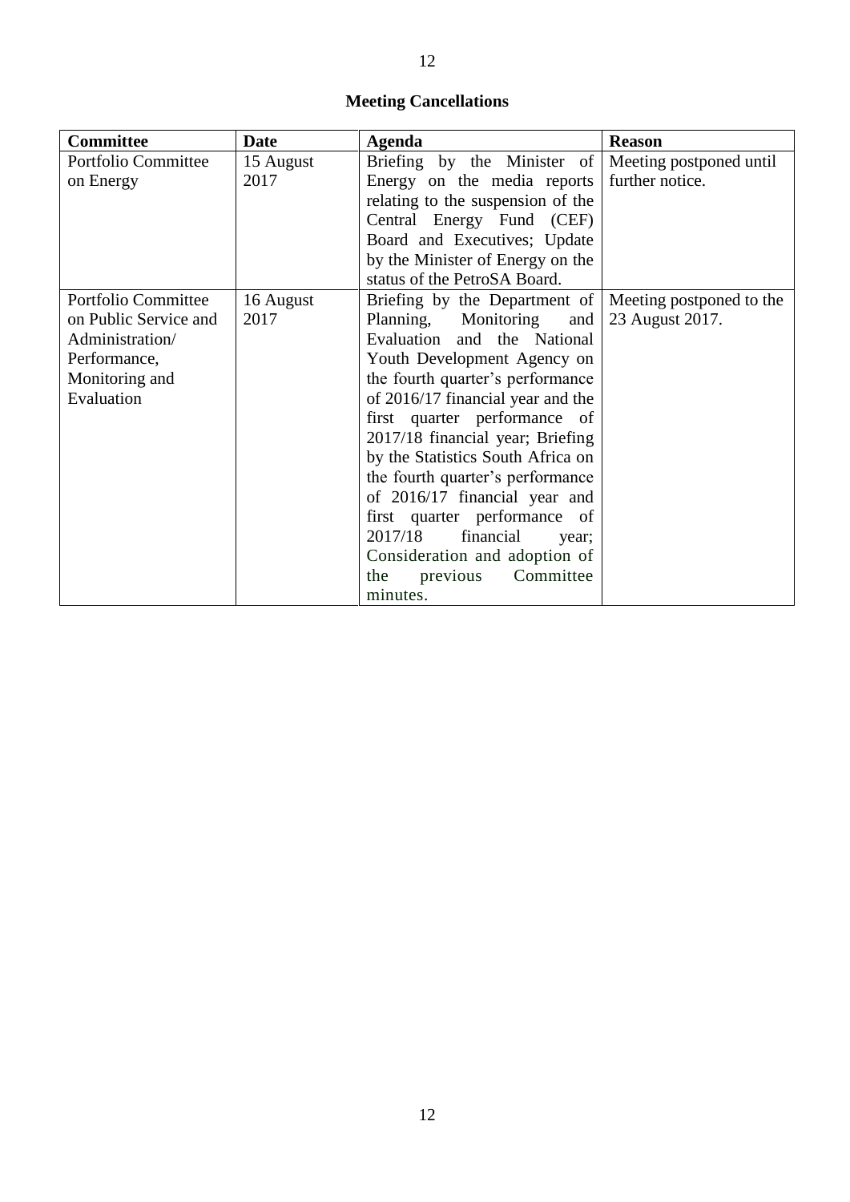## Meeting Cancellations

| Committee | Date | Agenda | Reason |
|---|---|---|---|
| Portfolio Committee on Energy | 15 August 2017 | Briefing by the Minister of Energy on the media reports relating to the suspension of the Central Energy Fund (CEF) Board and Executives; Update by the Minister of Energy on the status of the PetroSA Board. | Meeting postponed until further notice. |
| Portfolio Committee on Public Service and Administration/ Performance, Monitoring and Evaluation | 16 August 2017 | Briefing by the Department of Planning, Monitoring and Evaluation and the National Youth Development Agency on the fourth quarter's performance of 2016/17 financial year and the first quarter performance of 2017/18 financial year; Briefing by the Statistics South Africa on the fourth quarter's performance of 2016/17 financial year and first quarter performance of 2017/18 financial year; Consideration and adoption of the previous Committee minutes. | Meeting postponed to the 23 August 2017. |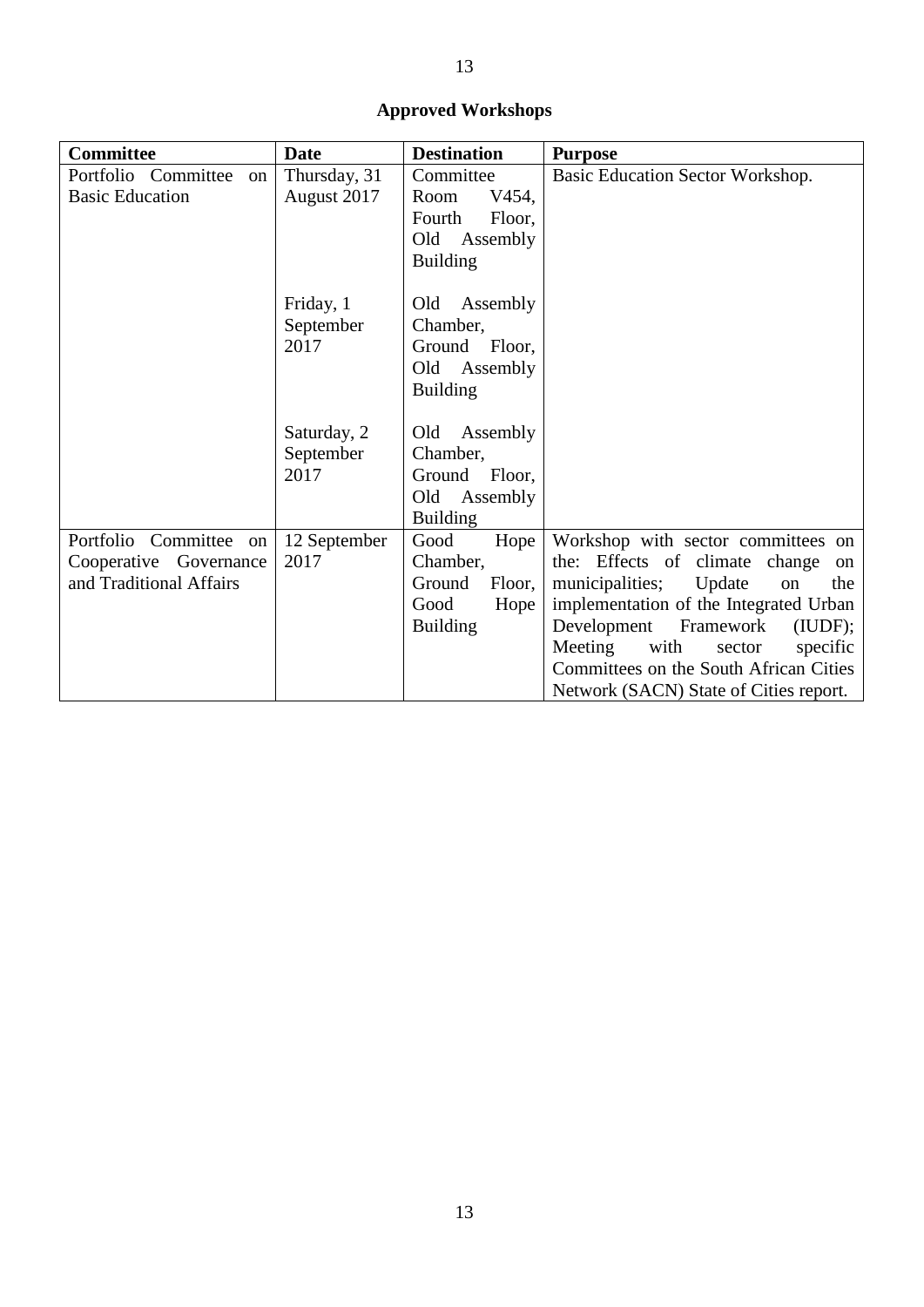**Approved Workshops**

| Committee | Date | Destination | Purpose |
|---|---|---|---|
| Portfolio Committee on Basic Education | Thursday, 31 August 2017 | Committee Room V454, Fourth Floor, Old Assembly Building | Basic Education Sector Workshop. |
| | Friday, 1 September 2017 | Old Assembly Chamber, Ground Floor, Old Assembly Building | |
| | Saturday, 2 September 2017 | Old Assembly Chamber, Ground Floor, Old Assembly Building | |
| Portfolio Committee on Cooperative Governance and Traditional Affairs | 12 September 2017 | Good Hope Chamber, Ground Floor, Good Hope Building | Workshop with sector committees on the: Effects of climate change on municipalities; Update on the implementation of the Integrated Urban Development Framework (IUDF); Meeting with sector specific Committees on the South African Cities Network (SACN) State of Cities report. |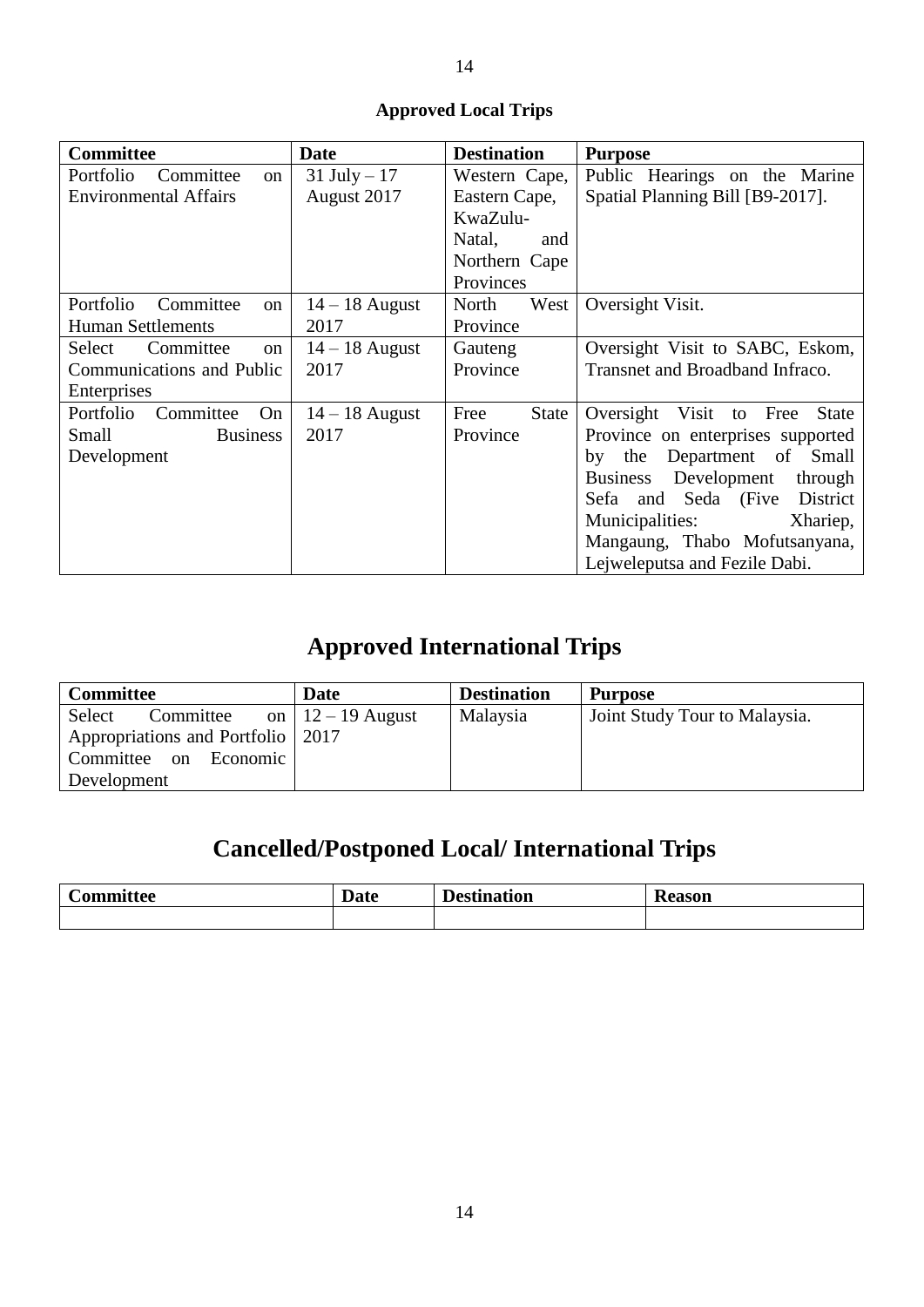## Approved Local Trips

| Committee | Date | Destination | Purpose |
|---|---|---|---|
| Portfolio Committee on Environmental Affairs | 31 July – 17 August 2017 | Western Cape, Eastern Cape, KwaZulu-Natal, and Northern Cape Provinces | Public Hearings on the Marine Spatial Planning Bill [B9-2017]. |
| Portfolio Committee on Human Settlements | 14 – 18 August 2017 | North West Province | Oversight Visit. |
| Select Committee on Communications and Public Enterprises | 14 – 18 August 2017 | Gauteng Province | Oversight Visit to SABC, Eskom, Transnet and Broadband Infraco. |
| Portfolio Committee On Small Business Development | 14 – 18 August 2017 | Free State Province | Oversight Visit to Free State Province on enterprises supported by the Department of Small Business Development through Sefa and Seda (Five District Municipalities: Xhariep, Mangaung, Thabo Mofutsanyana, Lejweleputsa and Fezile Dabi. |

# Approved International Trips

| Committee | Date | Destination | Purpose |
|---|---|---|---|
| Select Committee on Appropriations and Portfolio Committee on Economic Development | 12 – 19 August 2017 | Malaysia | Joint Study Tour to Malaysia. |

# Cancelled/Postponed Local/ International Trips

| Committee | Date | Destination | Reason |
|---|---|---|---|
| | | | |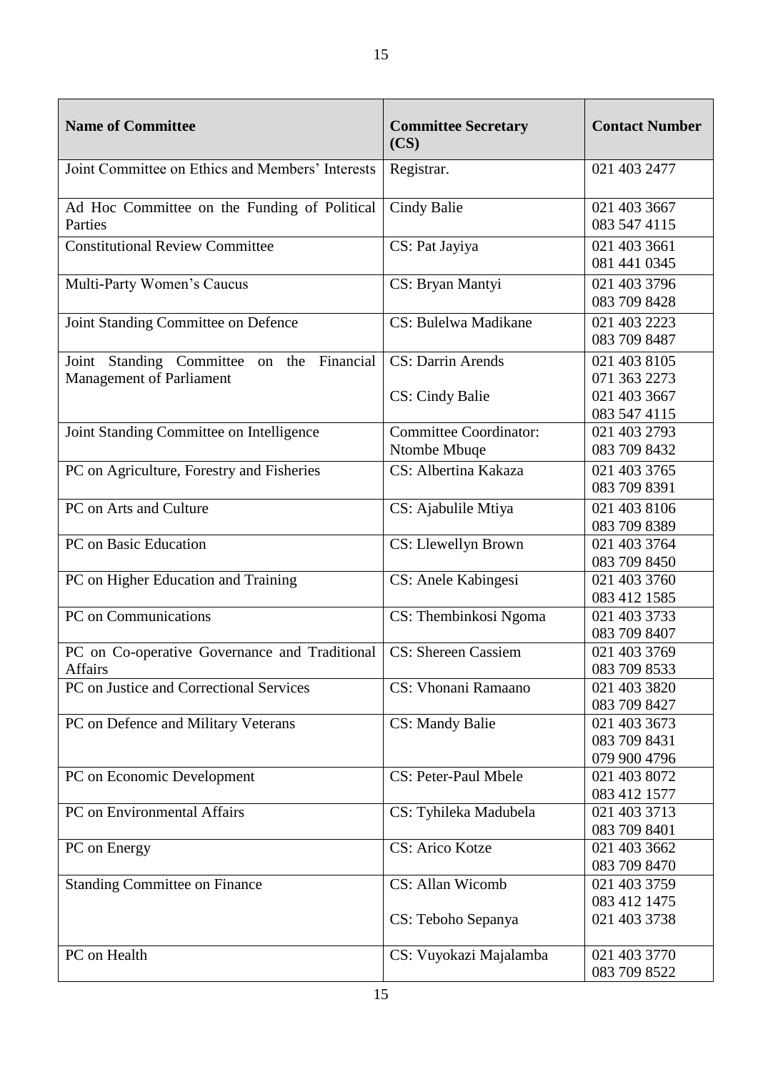| Name of Committee | Committee Secretary (CS) | Contact Number |
|---|---|---|
| Joint Committee on Ethics and Members' Interests | Registrar. | 021 403 2477 |
| Ad Hoc Committee on the Funding of Political Parties | Cindy Balie | 021 403 3667<br>083 547 4115 |
| Constitutional Review Committee | CS: Pat Jayiya | 021 403 3661<br>081 441 0345 |
| Multi-Party Women's Caucus | CS: Bryan Mantyi | 021 403 3796<br>083 709 8428 |
| Joint Standing Committee on Defence | CS: Bulelwa Madikane | 021 403 2223<br>083 709 8487 |
| Joint Standing Committee on the Financial Management of Parliament | CS: Darrin Arends<br><br>CS: Cindy Balie | 021 403 8105<br>071 363 2273<br>021 403 3667<br>083 547 4115 |
| Joint Standing Committee on Intelligence | Committee Coordinator: Ntombe Mbuqe | 021 403 2793<br>083 709 8432 |
| PC on Agriculture, Forestry and Fisheries | CS: Albertina Kakaza | 021 403 3765<br>083 709 8391 |
| PC on Arts and Culture | CS: Ajabulile Mtiya | 021 403 8106<br>083 709 8389 |
| PC on Basic Education | CS: Llewellyn Brown | 021 403 3764<br>083 709 8450 |
| PC on Higher Education and Training | CS: Anele Kabingesi | 021 403 3760<br>083 412 1585 |
| PC on Communications | CS: Thembinkosi Ngoma | 021 403 3733<br>083 709 8407 |
| PC on Co-operative Governance and Traditional Affairs | CS: Shereen Cassiem | 021 403 3769<br>083 709 8533 |
| PC on Justice and Correctional Services | CS: Vhonani Ramaano | 021 403 3820<br>083 709 8427 |
| PC on Defence and Military Veterans | CS: Mandy Balie | 021 403 3673<br>083 709 8431<br>079 900 4796 |
| PC on Economic Development | CS: Peter-Paul Mbele | 021 403 8072<br>083 412 1577 |
| PC on Environmental Affairs | CS: Tyhileka Madubela | 021 403 3713<br>083 709 8401 |
| PC on Energy | CS: Arico Kotze | 021 403 3662<br>083 709 8470 |
| Standing Committee on Finance | CS: Allan Wicomb<br><br>CS: Teboho Sepanya | 021 403 3759<br>083 412 1475<br>021 403 3738 |
| PC on Health | CS: Vuyokazi Majalamba | 021 403 3770<br>083 709 8522 |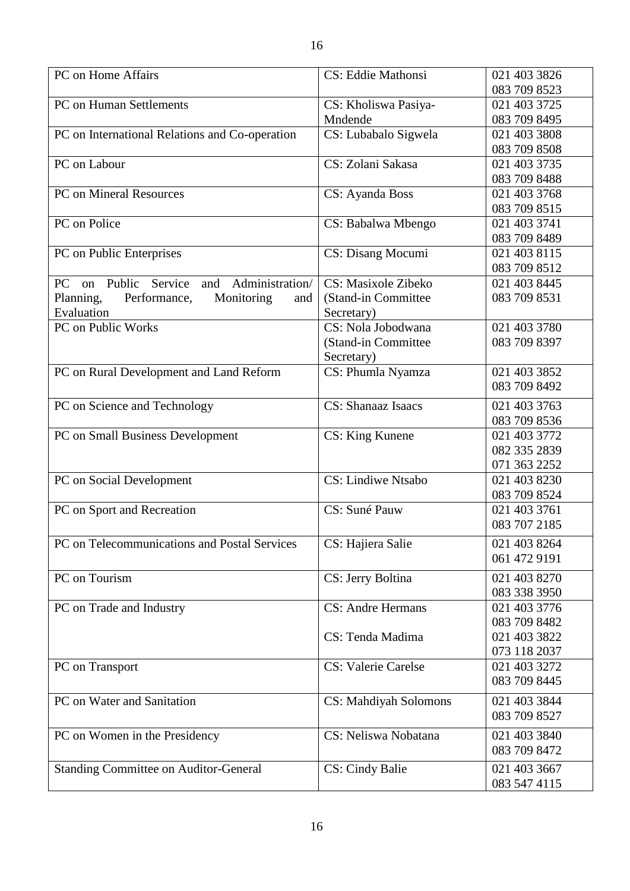| PC on Home Affairs | CS: Eddie Mathonsi | 021 403 3826<br>083 709 8523 |
|---|---|---|
| PC on Human Settlements | CS: Kholiswa Pasiya-Mndende | 021 403 3725<br>083 709 8495 |
| PC on International Relations and Co-operation | CS: Lubabalo Sigwela | 021 403 3808<br>083 709 8508 |
| PC on Labour | CS: Zolani Sakasa | 021 403 3735<br>083 709 8488 |
| PC on Mineral Resources | CS: Ayanda Boss | 021 403 3768<br>083 709 8515 |
| PC on Police | CS: Babalwa Mbengo | 021 403 3741<br>083 709 8489 |
| PC on Public Enterprises | CS: Disang Mocumi | 021 403 8115<br>083 709 8512 |
| PC on Public Service and Administration/ Planning, Performance, Monitoring and Evaluation | CS: Masixole Zibeko (Stand-in Committee Secretary) | 021 403 8445<br>083 709 8531 |
| PC on Public Works | CS: Nola Jobodwana (Stand-in Committee Secretary) | 021 403 3780<br>083 709 8397 |
| PC on Rural Development and Land Reform | CS: Phumla Nyamza | 021 403 3852<br>083 709 8492 |
| PC on Science and Technology | CS: Shanaaz Isaacs | 021 403 3763<br>083 709 8536 |
| PC on Small Business Development | CS: King Kunene | 021 403 3772<br>082 335 2839<br>071 363 2252 |
| PC on Social Development | CS: Lindiwe Ntsabo | 021 403 8230<br>083 709 8524 |
| PC on Sport and Recreation | CS: Suné Pauw | 021 403 3761<br>083 707 2185 |
| PC on Telecommunications and Postal Services | CS: Hajiera Salie | 021 403 8264<br>061 472 9191 |
| PC on Tourism | CS: Jerry Boltina | 021 403 8270<br>083 338 3950 |
| PC on Trade and Industry | CS: Andre Hermans<br><br>CS: Tenda Madima | 021 403 3776<br>083 709 8482<br>021 403 3822<br>073 118 2037 |
| PC on Transport | CS: Valerie Carelse | 021 403 3272<br>083 709 8445 |
| PC on Water and Sanitation | CS: Mahdiyah Solomons | 021 403 3844<br>083 709 8527 |
| PC on Women in the Presidency | CS: Neliswa Nobatana | 021 403 3840<br>083 709 8472 |
| Standing Committee on Auditor-General | CS: Cindy Balie | 021 403 3667<br>083 547 4115 |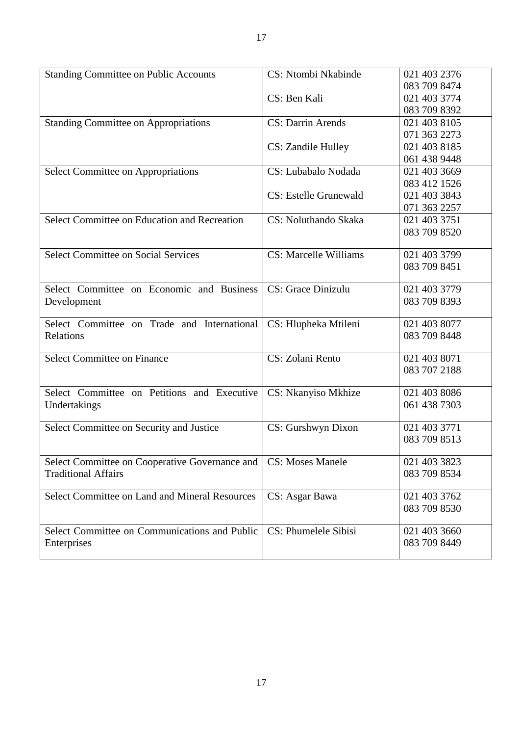| | | |
|---|---|---|
| Standing Committee on Public Accounts | CS: Ntombi Nkabinde<br><br>CS: Ben Kali | 021 403 2376<br>083 709 8474<br>021 403 3774<br>083 709 8392 |
| Standing Committee on Appropriations | CS: Darrin Arends<br><br>CS: Zandile Hulley | 021 403 8105<br>071 363 2273<br>021 403 8185<br>061 438 9448 |
| Select Committee on Appropriations | CS: Lubabalo Nodada<br><br>CS: Estelle Grunewald | 021 403 3669<br>083 412 1526<br>021 403 3843<br>071 363 2257 |
| Select Committee on Education and Recreation | CS: Noluthando Skaka | 021 403 3751<br>083 709 8520 |
| Select Committee on Social Services | CS: Marcelle Williams | 021 403 3799<br>083 709 8451 |
| Select Committee on Economic and Business Development | CS: Grace Dinizulu | 021 403 3779<br>083 709 8393 |
| Select Committee on Trade and International Relations | CS: Hlupheka Mtileni | 021 403 8077<br>083 709 8448 |
| Select Committee on Finance | CS: Zolani Rento | 021 403 8071<br>083 707 2188 |
| Select Committee on Petitions and Executive Undertakings | CS: Nkanyiso Mkhize | 021 403 8086<br>061 438 7303 |
| Select Committee on Security and Justice | CS: Gurshwyn Dixon | 021 403 3771<br>083 709 8513 |
| Select Committee on Cooperative Governance and Traditional Affairs | CS: Moses Manele | 021 403 3823<br>083 709 8534 |
| Select Committee on Land and Mineral Resources | CS: Asgar Bawa | 021 403 3762<br>083 709 8530 |
| Select Committee on Communications and Public Enterprises | CS: Phumelele Sibisi | 021 403 3660<br>083 709 8449 |